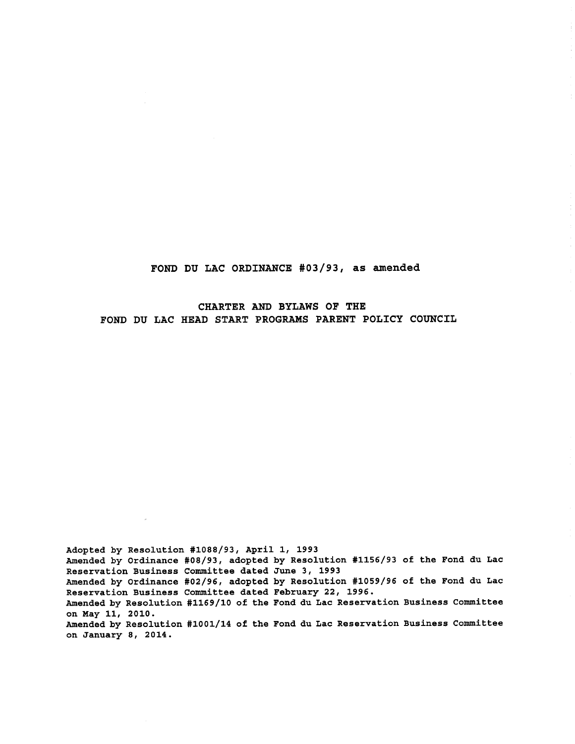# FOND DU LAC ORDINANCE #03/93, as amended

## CHARTER AND BYLAWS OF THE FOND DU LAC HEAD START PROGRAMS PARENT POLICY COUNCIL

Adopted by Resolution #1088/93, April 1, 1993
Amended by Ordinance #08/93, adopted by Resolution #1156/93 of the Fond du Lac Reservation Business Committee dated June 3, 1993
Amended by Ordinance #02/96, adopted by Resolution #1059/96 of the Fond du Lac Reservation Business Committee dated February 22, 1996.
Amended by Resolution #1169/10 of the Fond du Lac Reservation Business Committee on May 11, 2010.
Amended by Resolution #1001/14 of the Fond du Lac Reservation Business Committee on January 8, 2014.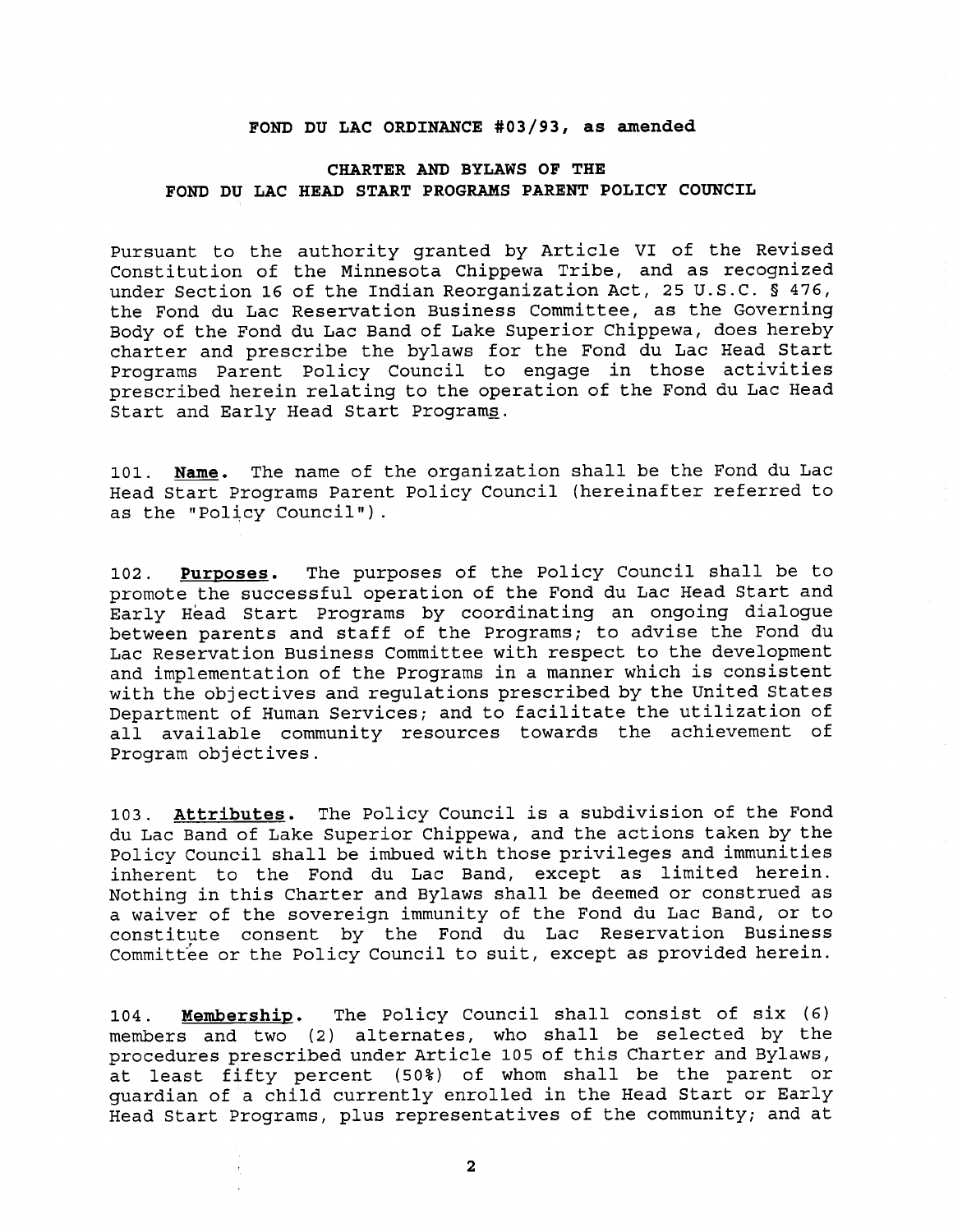**FOND DU LAC ORDINANCE #03/93, as amended**

**CHARTER AND BYLAWS OF THE FOND DU LAC HEAD START PROGRAMS PARENT POLICY COUNCIL**

Pursuant to the authority granted by Article VI of the Revised Constitution of the Minnesota Chippewa Tribe, and as recognized under Section 16 of the Indian Reorganization Act, 25 U.S.C. § 476, the Fond du Lac Reservation Business Committee, as the Governing Body of the Fond du Lac Band of Lake Superior Chippewa, does hereby charter and prescribe the bylaws for the Fond du Lac Head Start Programs Parent Policy Council to engage in those activities prescribed herein relating to the operation of the Fond du Lac Head Start and Early Head Start Programs.

101. **Name.** The name of the organization shall be the Fond du Lac Head Start Programs Parent Policy Council (hereinafter referred to as the "Policy Council").

102. **Purposes.** The purposes of the Policy Council shall be to promote the successful operation of the Fond du Lac Head Start and Early Head Start Programs by coordinating an ongoing dialogue between parents and staff of the Programs; to advise the Fond du Lac Reservation Business Committee with respect to the development and implementation of the Programs in a manner which is consistent with the objectives and regulations prescribed by the United States Department of Human Services; and to facilitate the utilization of all available community resources towards the achievement of Program objectives.

103. **Attributes.** The Policy Council is a subdivision of the Fond du Lac Band of Lake Superior Chippewa, and the actions taken by the Policy Council shall be imbued with those privileges and immunities inherent to the Fond du Lac Band, except as limited herein. Nothing in this Charter and Bylaws shall be deemed or construed as a waiver of the sovereign immunity of the Fond du Lac Band, or to constitute consent by the Fond du Lac Reservation Business Committee or the Policy Council to suit, except as provided herein.

104. **Membership.** The Policy Council shall consist of six (6) members and two (2) alternates, who shall be selected by the procedures prescribed under Article 105 of this Charter and Bylaws, at least fifty percent (50%) of whom shall be the parent or guardian of a child currently enrolled in the Head Start or Early Head Start Programs, plus representatives of the community; and at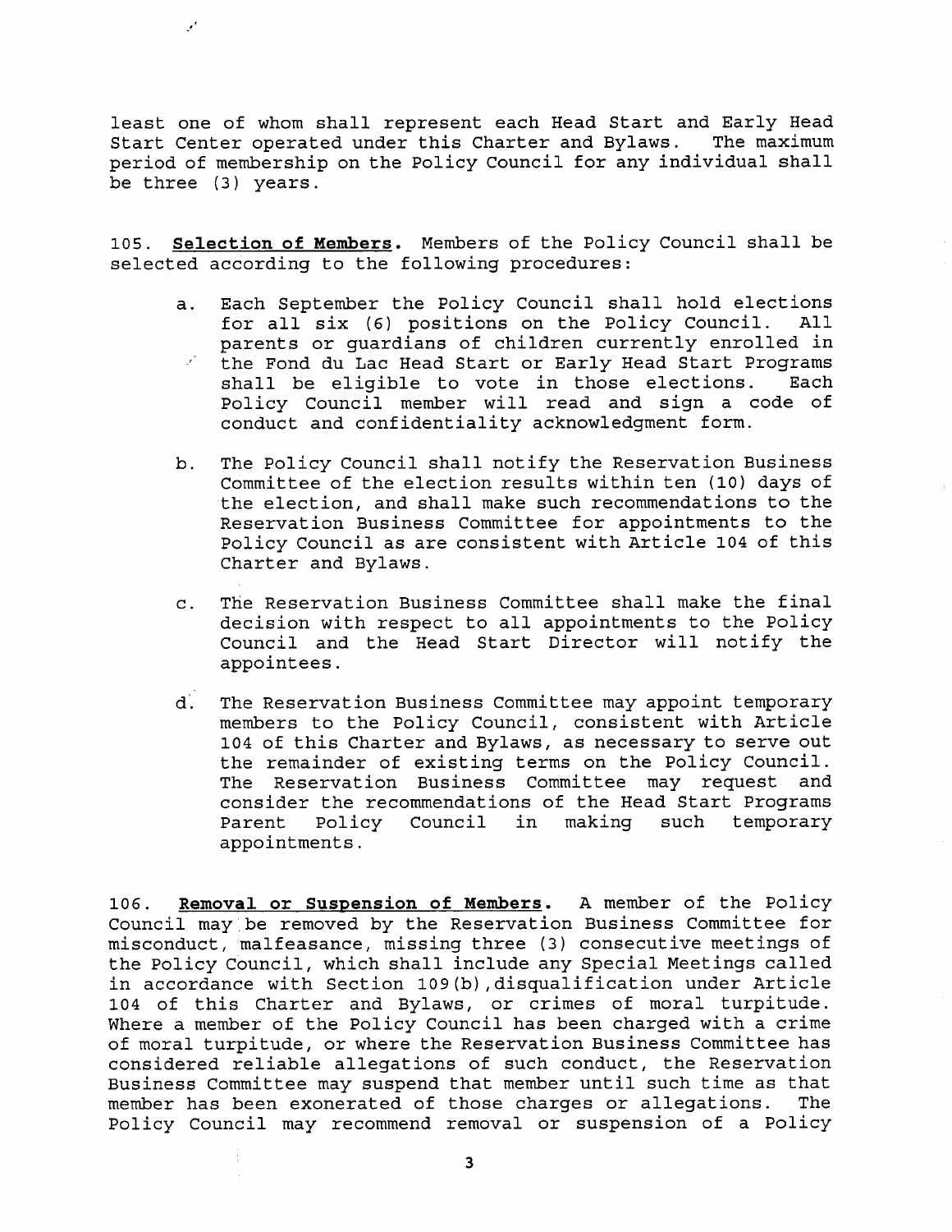least one of whom shall represent each Head Start and Early Head Start Center operated under this Charter and Bylaws. The maximum period of membership on the Policy Council for any individual shall be three (3) years.

105. **Selection of Members.** Members of the Policy Council shall be selected according to the following procedures:

a. Each September the Policy Council shall hold elections for all six (6) positions on the Policy Council. All parents or guardians of children currently enrolled in the Fond du Lac Head Start or Early Head Start Programs shall be eligible to vote in those elections. Each Policy Council member will read and sign a code of conduct and confidentiality acknowledgment form.

b. The Policy Council shall notify the Reservation Business Committee of the election results within ten (10) days of the election, and shall make such recommendations to the Reservation Business Committee for appointments to the Policy Council as are consistent with Article 104 of this Charter and Bylaws.

c. The Reservation Business Committee shall make the final decision with respect to all appointments to the Policy Council and the Head Start Director will notify the appointees.

d. The Reservation Business Committee may appoint temporary members to the Policy Council, consistent with Article 104 of this Charter and Bylaws, as necessary to serve out the remainder of existing terms on the Policy Council. The Reservation Business Committee may request and consider the recommendations of the Head Start Programs Parent Policy Council in making such temporary appointments.

106. **Removal or Suspension of Members.** A member of the Policy Council may be removed by the Reservation Business Committee for misconduct, malfeasance, missing three (3) consecutive meetings of the Policy Council, which shall include any Special Meetings called in accordance with Section 109(b), disqualification under Article 104 of this Charter and Bylaws, or crimes of moral turpitude. Where a member of the Policy Council has been charged with a crime of moral turpitude, or where the Reservation Business Committee has considered reliable allegations of such conduct, the Reservation Business Committee may suspend that member until such time as that member has been exonerated of those charges or allegations. The Policy Council may recommend removal or suspension of a Policy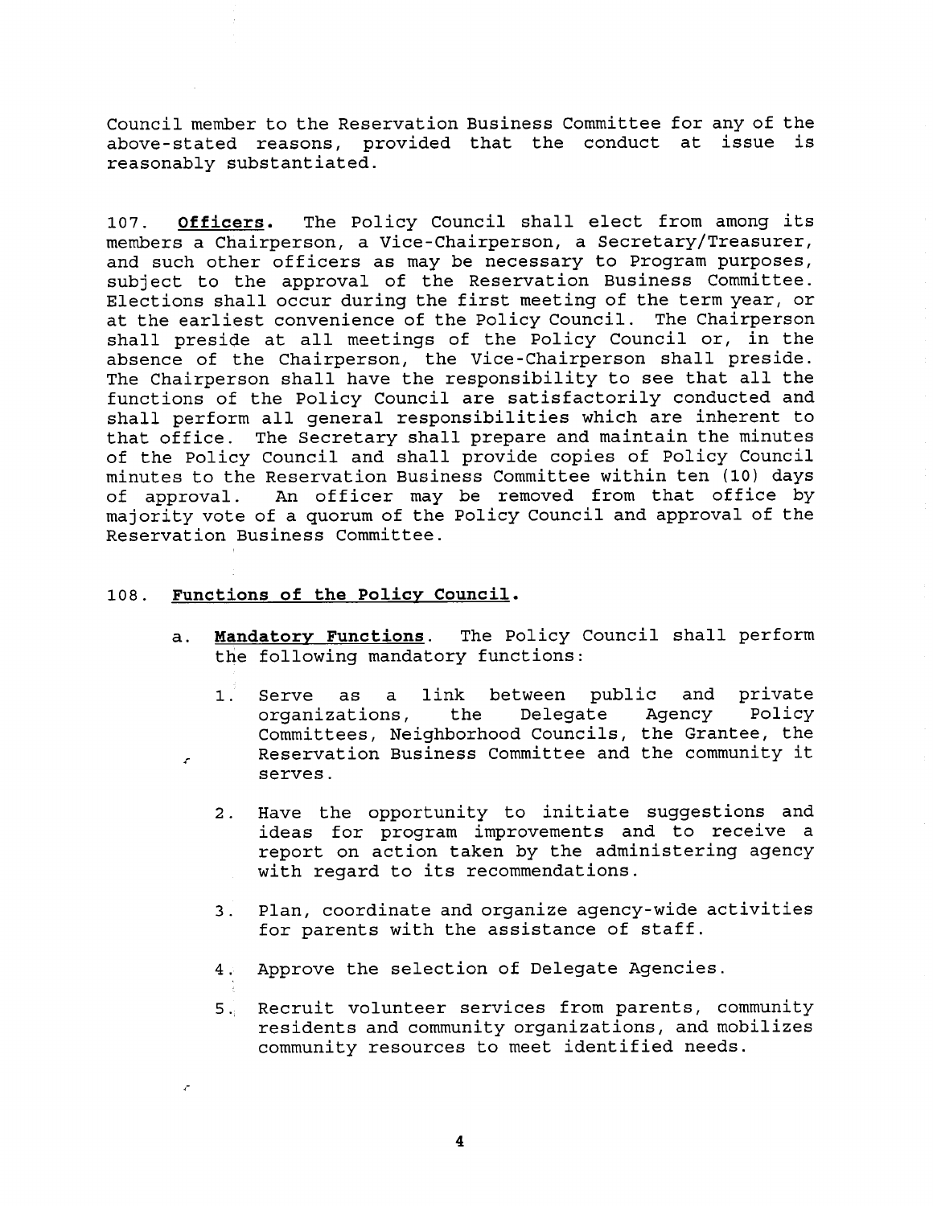Council member to the Reservation Business Committee for any of the above-stated reasons, provided that the conduct at issue is reasonably substantiated.

107. **Officers.** The Policy Council shall elect from among its members a Chairperson, a Vice-Chairperson, a Secretary/Treasurer, and such other officers as may be necessary to Program purposes, subject to the approval of the Reservation Business Committee. Elections shall occur during the first meeting of the term year, or at the earliest convenience of the Policy Council. The Chairperson shall preside at all meetings of the Policy Council or, in the absence of the Chairperson, the Vice-Chairperson shall preside. The Chairperson shall have the responsibility to see that all the functions of the Policy Council are satisfactorily conducted and shall perform all general responsibilities which are inherent to that office. The Secretary shall prepare and maintain the minutes of the Policy Council and shall provide copies of Policy Council minutes to the Reservation Business Committee within ten (10) days of approval. An officer may be removed from that office by majority vote of a quorum of the Policy Council and approval of the Reservation Business Committee.

108. **Functions of the Policy Council.**

a. **Mandatory Functions**. The Policy Council shall perform the following mandatory functions:

1. Serve as a link between public and private organizations, the Delegate Agency Policy Committees, Neighborhood Councils, the Grantee, the Reservation Business Committee and the community it serves.

2. Have the opportunity to initiate suggestions and ideas for program improvements and to receive a report on action taken by the administering agency with regard to its recommendations.

3. Plan, coordinate and organize agency-wide activities for parents with the assistance of staff.

4. Approve the selection of Delegate Agencies.

5. Recruit volunteer services from parents, community residents and community organizations, and mobilizes community resources to meet identified needs.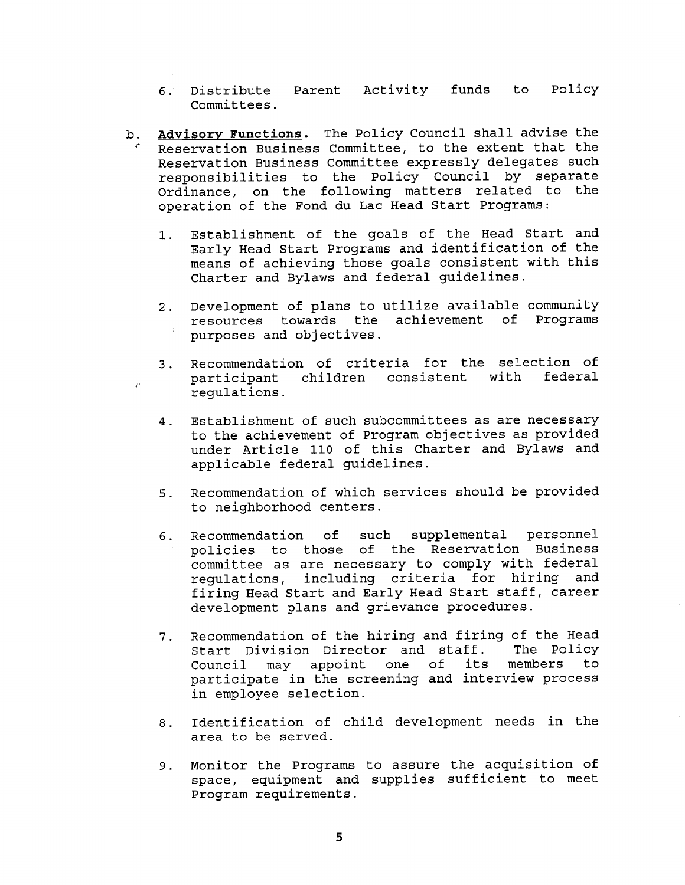6. Distribute Parent Activity funds to Policy Committees.

b. **Advisory Functions.** The Policy Council shall advise the Reservation Business Committee, to the extent that the Reservation Business Committee expressly delegates such responsibilities to the Policy Council by separate Ordinance, on the following matters related to the operation of the Fond du Lac Head Start Programs:

   1. Establishment of the goals of the Head Start and Early Head Start Programs and identification of the means of achieving those goals consistent with this Charter and Bylaws and federal guidelines.

   2. Development of plans to utilize available community resources towards the achievement of Programs purposes and objectives.

   3. Recommendation of criteria for the selection of participant children consistent with federal regulations.

   4. Establishment of such subcommittees as are necessary to the achievement of Program objectives as provided under Article 110 of this Charter and Bylaws and applicable federal guidelines.

   5. Recommendation of which services should be provided to neighborhood centers.

   6. Recommendation of such supplemental personnel policies to those of the Reservation Business committee as are necessary to comply with federal regulations, including criteria for hiring and firing Head Start and Early Head Start staff, career development plans and grievance procedures.

   7. Recommendation of the hiring and firing of the Head Start Division Director and staff. The Policy Council may appoint one of its members to participate in the screening and interview process in employee selection.

   8. Identification of child development needs in the area to be served.

   9. Monitor the Programs to assure the acquisition of space, equipment and supplies sufficient to meet Program requirements.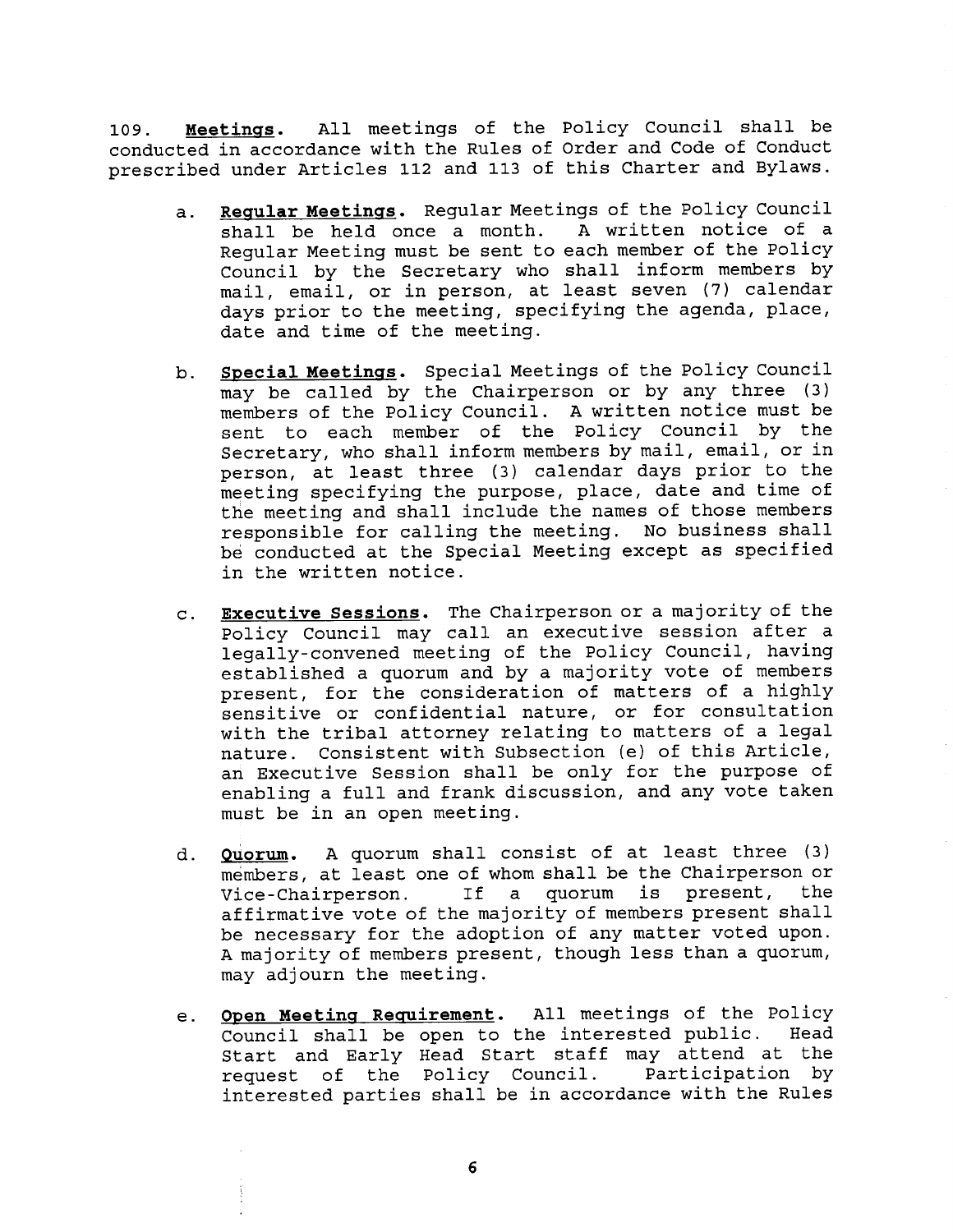109. **Meetings.** All meetings of the Policy Council shall be conducted in accordance with the Rules of Order and Code of Conduct prescribed under Articles 112 and 113 of this Charter and Bylaws.

a. **Regular Meetings.** Regular Meetings of the Policy Council shall be held once a month. A written notice of a Regular Meeting must be sent to each member of the Policy Council by the Secretary who shall inform members by mail, email, or in person, at least seven (7) calendar days prior to the meeting, specifying the agenda, place, date and time of the meeting.

b. **Special Meetings.** Special Meetings of the Policy Council may be called by the Chairperson or by any three (3) members of the Policy Council. A written notice must be sent to each member of the Policy Council by the Secretary, who shall inform members by mail, email, or in person, at least three (3) calendar days prior to the meeting specifying the purpose, place, date and time of the meeting and shall include the names of those members responsible for calling the meeting. No business shall be conducted at the Special Meeting except as specified in the written notice.

c. **Executive Sessions.** The Chairperson or a majority of the Policy Council may call an executive session after a legally-convened meeting of the Policy Council, having established a quorum and by a majority vote of members present, for the consideration of matters of a highly sensitive or confidential nature, or for consultation with the tribal attorney relating to matters of a legal nature. Consistent with Subsection (e) of this Article, an Executive Session shall be only for the purpose of enabling a full and frank discussion, and any vote taken must be in an open meeting.

d. **Quorum.** A quorum shall consist of at least three (3) members, at least one of whom shall be the Chairperson or Vice-Chairperson. If a quorum is present, the affirmative vote of the majority of members present shall be necessary for the adoption of any matter voted upon. A majority of members present, though less than a quorum, may adjourn the meeting.

e. **Open Meeting Requirement.** All meetings of the Policy Council shall be open to the interested public. Head Start and Early Head Start staff may attend at the request of the Policy Council. Participation by interested parties shall be in accordance with the Rules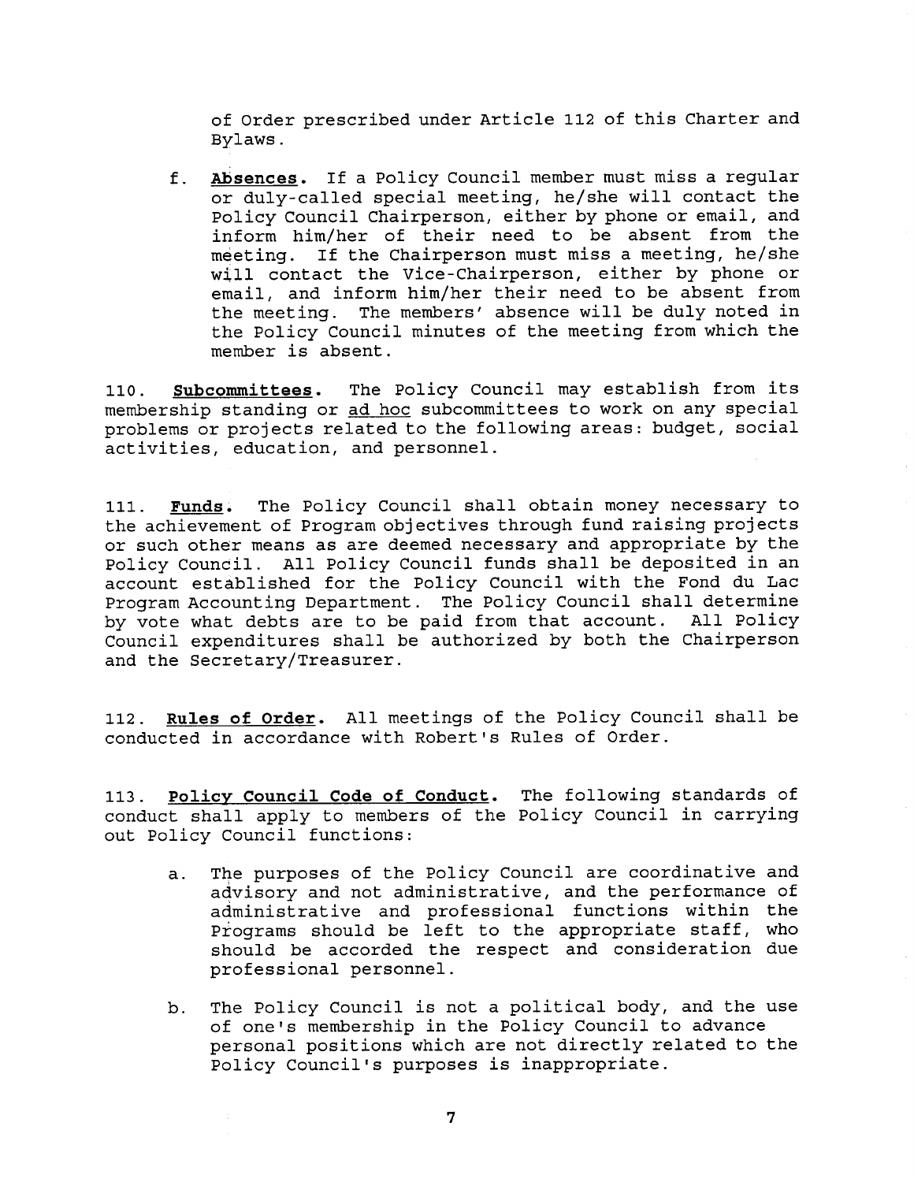of Order prescribed under Article 112 of this Charter and Bylaws.

f. **Absences.** If a Policy Council member must miss a regular or duly-called special meeting, he/she will contact the Policy Council Chairperson, either by phone or email, and inform him/her of their need to be absent from the meeting. If the Chairperson must miss a meeting, he/she will contact the Vice-Chairperson, either by phone or email, and inform him/her their need to be absent from the meeting. The members' absence will be duly noted in the Policy Council minutes of the meeting from which the member is absent.

110. **Subcommittees.** The Policy Council may establish from its membership standing or ad hoc subcommittees to work on any special problems or projects related to the following areas: budget, social activities, education, and personnel.

111. **Funds.** The Policy Council shall obtain money necessary to the achievement of Program objectives through fund raising projects or such other means as are deemed necessary and appropriate by the Policy Council. All Policy Council funds shall be deposited in an account established for the Policy Council with the Fond du Lac Program Accounting Department. The Policy Council shall determine by vote what debts are to be paid from that account. All Policy Council expenditures shall be authorized by both the Chairperson and the Secretary/Treasurer.

112. **Rules of Order.** All meetings of the Policy Council shall be conducted in accordance with Robert's Rules of Order.

113. **Policy Council Code of Conduct.** The following standards of conduct shall apply to members of the Policy Council in carrying out Policy Council functions:

a. The purposes of the Policy Council are coordinative and advisory and not administrative, and the performance of administrative and professional functions within the Programs should be left to the appropriate staff, who should be accorded the respect and consideration due professional personnel.

b. The Policy Council is not a political body, and the use of one's membership in the Policy Council to advance personal positions which are not directly related to the Policy Council's purposes is inappropriate.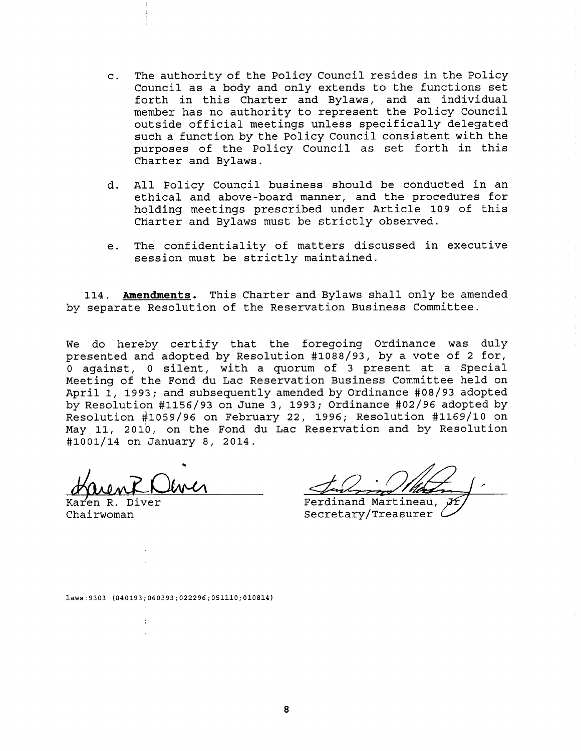c. The authority of the Policy Council resides in the Policy Council as a body and only extends to the functions set forth in this Charter and Bylaws, and an individual member has no authority to represent the Policy Council outside official meetings unless specifically delegated such a function by the Policy Council consistent with the purposes of the Policy Council as set forth in this Charter and Bylaws.

d. All Policy Council business should be conducted in an ethical and above-board manner, and the procedures for holding meetings prescribed under Article 109 of this Charter and Bylaws must be strictly observed.

e. The confidentiality of matters discussed in executive session must be strictly maintained.

114. **Amendments.** This Charter and Bylaws shall only be amended by separate Resolution of the Reservation Business Committee.

We do hereby certify that the foregoing Ordinance was duly presented and adopted by Resolution #1088/93, by a vote of 2 for, 0 against, 0 silent, with a quorum of 3 present at a Special Meeting of the Fond du Lac Reservation Business Committee held on April 1, 1993; and subsequently amended by Ordinance #08/93 adopted by Resolution #1156/93 on June 3, 1993; Ordinance #02/96 adopted by Resolution #1059/96 on February 22, 1996; Resolution #1169/10 on May 11, 2010, on the Fond du Lac Reservation and by Resolution #1001/14 on January 8, 2014.

Karen R. Diver
Chairwoman

Ferdinand Martineau, Jr
Secretary/Treasurer

laws:9303 (040193;060393;022296;051110;010814)